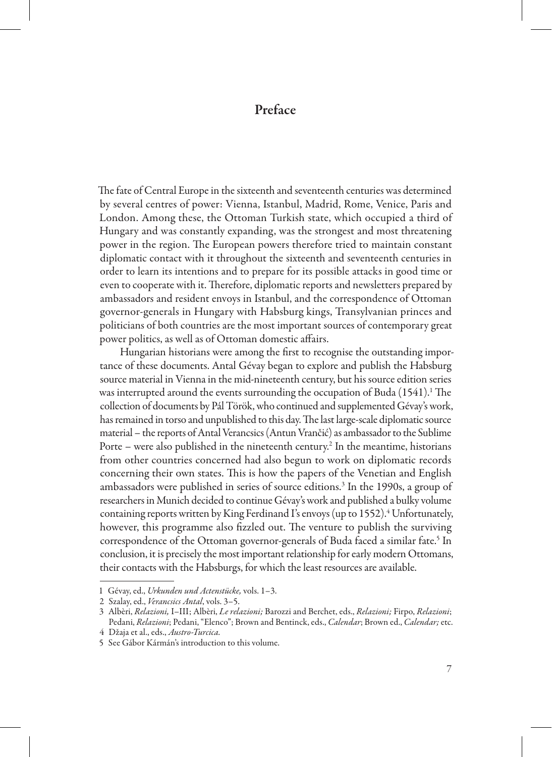# Preface

The fate of Central Europe in the sixteenth and seventeenth centuries was determined by several centres of power: Vienna, Istanbul, Madrid, Rome, Venice, Paris and London. Among these, the Ottoman Turkish state, which occupied a third of Hungary and was constantly expanding, was the strongest and most threatening power in the region. The European powers therefore tried to maintain constant diplomatic contact with it throughout the sixteenth and seventeenth centuries in order to learn its intentions and to prepare for its possible attacks in good time or even to cooperate with it. Therefore, diplomatic reports and newsletters prepared by ambassadors and resident envoys in Istanbul, and the correspondence of Ottoman governor-generals in Hungary with Habsburg kings, Transylvanian princes and politicians of both countries are the most important sources of contemporary great power politics, as well as of Ottoman domestic affairs.

Hungarian historians were among the first to recognise the outstanding importance of these documents. Antal Gévay began to explore and publish the Habsburg source material in Vienna in the mid-nineteenth century, but his source edition series was interrupted around the events surrounding the occupation of Buda (1541).[1] The collection of documents by Pál Török, who continued and supplemented Gévay's work, has remained in torso and unpublished to this day. The last large-scale diplomatic source material – the reports of Antal Verancsics (Antun Vrančić) as ambassador to the Sublime Porte – were also published in the nineteenth century.[2] In the meantime, historians from other countries concerned had also begun to work on diplomatic records concerning their own states. This is how the papers of the Venetian and English ambassadors were published in series of source editions.[3] In the 1990s, a group of researchers in Munich decided to continue Gévay's work and published a bulky volume containing reports written by King Ferdinand I's envoys (up to 1552).[4] Unfortunately, however, this programme also fizzled out. The venture to publish the surviving correspondence of the Ottoman governor-generals of Buda faced a similar fate.[5] In conclusion, it is precisely the most important relationship for early modern Ottomans, their contacts with the Habsburgs, for which the least resources are available.

---

1 Gévay, ed., *Urkunden und Actenstücke,* vols. 1–3.

2 Szalay, ed., *Verancsics Antal*, vols. 3–5.

3 Albèri, *Relazioni,* I–III; Albèri, *Le relazioni;* Barozzi and Berchet, eds., *Relazioni;* Firpo, *Relazioni*; Pedani, *Relazioni*; Pedani, "Elenco"; Brown and Bentinck, eds., *Calendar*; Brown ed., *Calendar;* etc.

4 Džaja et al., eds., *Austro-Turcica*.

5 See Gábor Kármán's introduction to this volume.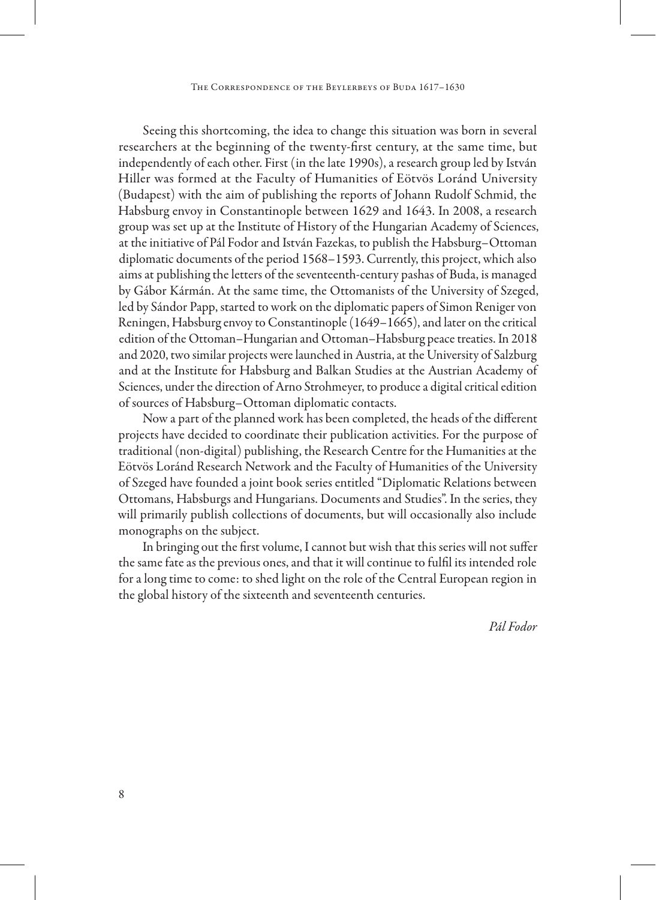Seeing this shortcoming, the idea to change this situation was born in several researchers at the beginning of the twenty-first century, at the same time, but independently of each other. First (in the late 1990s), a research group led by István Hiller was formed at the Faculty of Humanities of Eötvös Loránd University (Budapest) with the aim of publishing the reports of Johann Rudolf Schmid, the Habsburg envoy in Constantinople between 1629 and 1643. In 2008, a research group was set up at the Institute of History of the Hungarian Academy of Sciences, at the initiative of Pál Fodor and István Fazekas, to publish the Habsburg–Ottoman diplomatic documents of the period 1568–1593. Currently, this project, which also aims at publishing the letters of the seventeenth-century pashas of Buda, is managed by Gábor Kármán. At the same time, the Ottomanists of the University of Szeged, led by Sándor Papp, started to work on the diplomatic papers of Simon Reniger von Reningen, Habsburg envoy to Constantinople (1649–1665), and later on the critical edition of the Ottoman–Hungarian and Ottoman–Habsburg peace treaties. In 2018 and 2020, two similar projects were launched in Austria, at the University of Salzburg and at the Institute for Habsburg and Balkan Studies at the Austrian Academy of Sciences, under the direction of Arno Strohmeyer, to produce a digital critical edition of sources of Habsburg–Ottoman diplomatic contacts.

Now a part of the planned work has been completed, the heads of the different projects have decided to coordinate their publication activities. For the purpose of traditional (non-digital) publishing, the Research Centre for the Humanities at the Eötvös Loránd Research Network and the Faculty of Humanities of the University of Szeged have founded a joint book series entitled "Diplomatic Relations between Ottomans, Habsburgs and Hungarians. Documents and Studies". In the series, they will primarily publish collections of documents, but will occasionally also include monographs on the subject.

In bringing out the first volume, I cannot but wish that this series will not suffer the same fate as the previous ones, and that it will continue to fulfil its intended role for a long time to come: to shed light on the role of the Central European region in the global history of the sixteenth and seventeenth centuries.

*Pál Fodor*